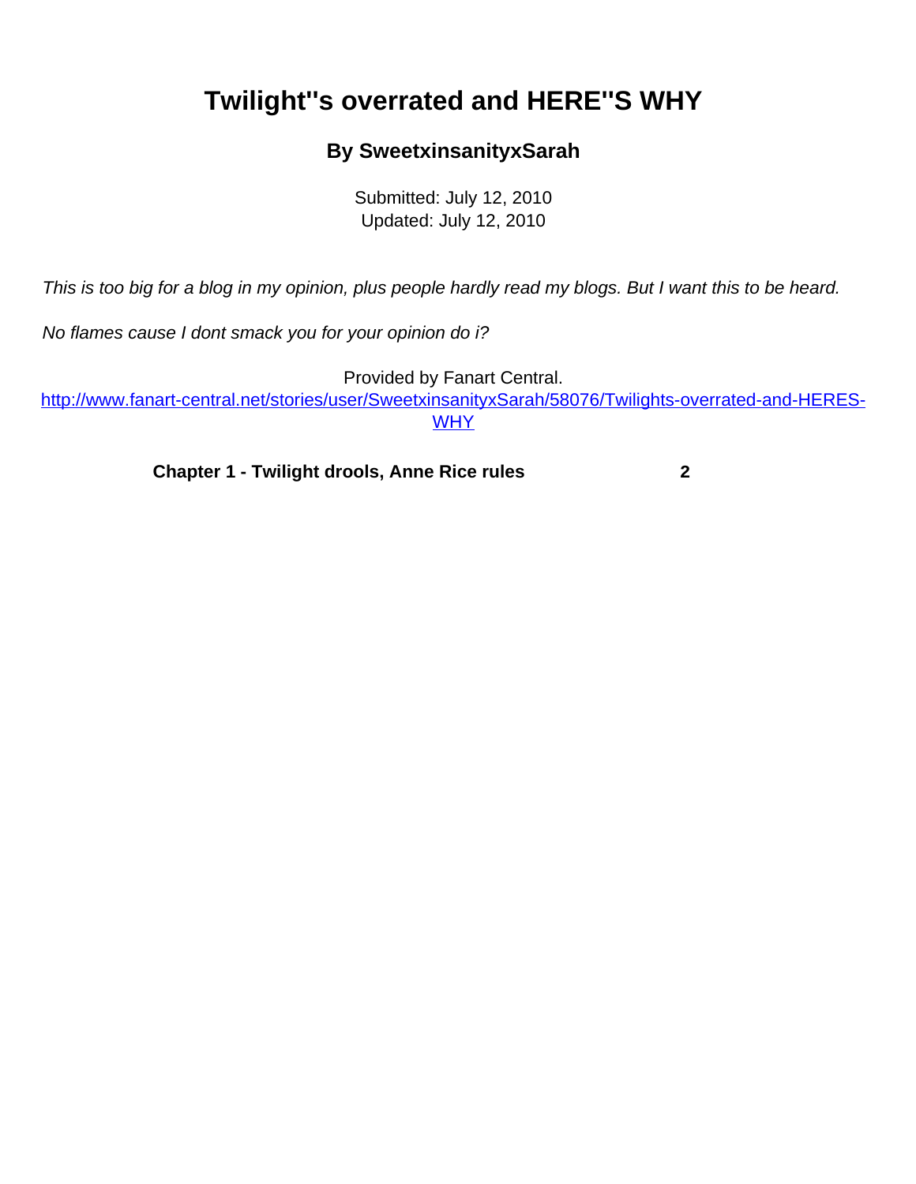# Twilight''s overrated and HERE''S WHY

### By SweetxinsanityxSarah

Submitted: July 12, 2010
Updated: July 12, 2010

*This is too big for a blog in my opinion, plus people hardly read my blogs. But I want this to be heard.*

*No flames cause I dont smack you for your opinion do i?*

Provided by Fanart Central.
http://www.fanart-central.net/stories/user/SweetxinsanityxSarah/58076/Twilights-overrated-and-HERES-WHY

**Chapter 1 - Twilight drools, Anne Rice rules** **2**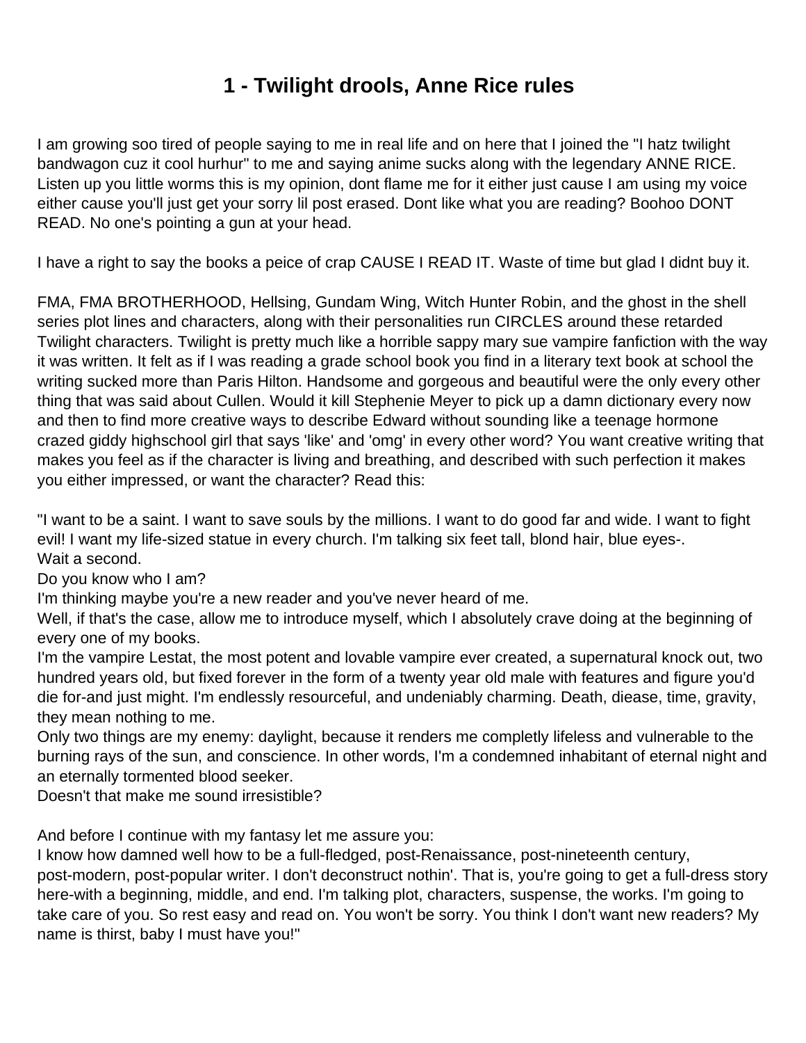# 1 - Twilight drools, Anne Rice rules

I am growing soo tired of people saying to me in real life and on here that I joined the "I hatz twilight bandwagon cuz it cool hurhur" to me and saying anime sucks along with the legendary ANNE RICE. Listen up you little worms this is my opinion, dont flame me for it either just cause I am using my voice either cause you'll just get your sorry lil post erased. Dont like what you are reading? Boohoo DONT READ. No one's pointing a gun at your head.

I have a right to say the books a peice of crap CAUSE I READ IT. Waste of time but glad I didnt buy it.

FMA, FMA BROTHERHOOD, Hellsing, Gundam Wing, Witch Hunter Robin, and the ghost in the shell series plot lines and characters, along with their personalities run CIRCLES around these retarded Twilight characters. Twilight is pretty much like a horrible sappy mary sue vampire fanfiction with the way it was written. It felt as if I was reading a grade school book you find in a literary text book at school the writing sucked more than Paris Hilton. Handsome and gorgeous and beautiful were the only every other thing that was said about Cullen. Would it kill Stephenie Meyer to pick up a damn dictionary every now and then to find more creative ways to describe Edward without sounding like a teenage hormone crazed giddy highschool girl that says 'like' and 'omg' in every other word? You want creative writing that makes you feel as if the character is living and breathing, and described with such perfection it makes you either impressed, or want the character? Read this:

"I want to be a saint. I want to save souls by the millions. I want to do good far and wide. I want to fight evil! I want my life-sized statue in every church. I'm talking six feet tall, blond hair, blue eyes-.
Wait a second.
Do you know who I am?
I'm thinking maybe you're a new reader and you've never heard of me.
Well, if that's the case, allow me to introduce myself, which I absolutely crave doing at the beginning of every one of my books.
I'm the vampire Lestat, the most potent and lovable vampire ever created, a supernatural knock out, two hundred years old, but fixed forever in the form of a twenty year old male with features and figure you'd die for-and just might. I'm endlessly resourceful, and undeniably charming. Death, diease, time, gravity, they mean nothing to me.
Only two things are my enemy: daylight, because it renders me completly lifeless and vulnerable to the burning rays of the sun, and conscience. In other words, I'm a condemned inhabitant of eternal night and an eternally tormented blood seeker.
Doesn't that make me sound irresistible?

And before I continue with my fantasy let me assure you:
I know how damned well how to be a full-fledged, post-Renaissance, post-nineteenth century, post-modern, post-popular writer. I don't deconstruct nothin'. That is, you're going to get a full-dress story here-with a beginning, middle, and end. I'm talking plot, characters, suspense, the works. I'm going to take care of you. So rest easy and read on. You won't be sorry. You think I don't want new readers? My name is thirst, baby I must have you!"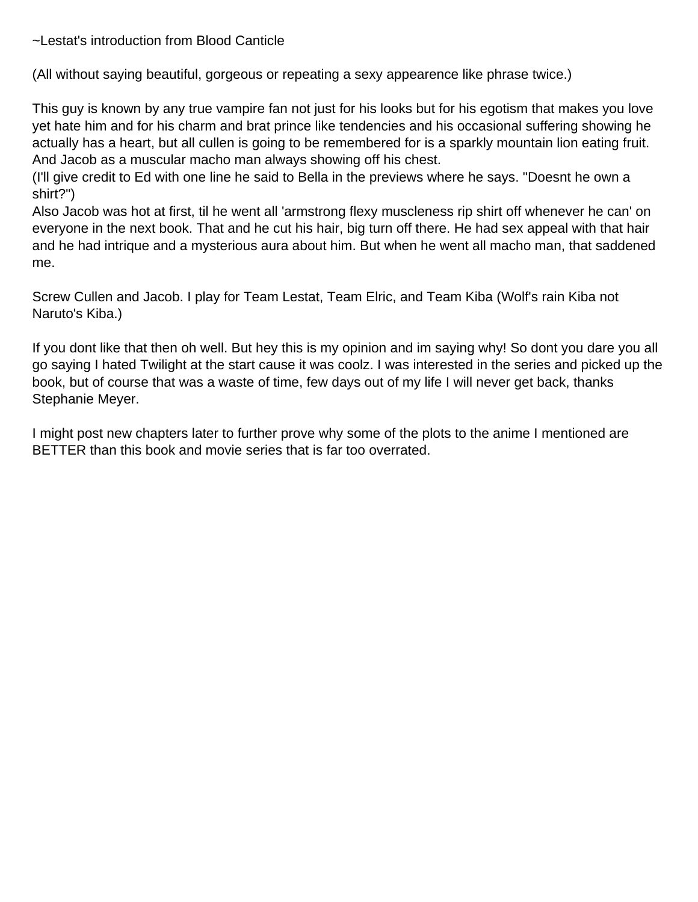~Lestat's introduction from Blood Canticle

(All without saying beautiful, gorgeous or repeating a sexy appearence like phrase twice.)

This guy is known by any true vampire fan not just for his looks but for his egotism that makes you love yet hate him and for his charm and brat prince like tendencies and his occasional suffering showing he actually has a heart, but all cullen is going to be remembered for is a sparkly mountain lion eating fruit. And Jacob as a muscular macho man always showing off his chest.
(I'll give credit to Ed with one line he said to Bella in the previews where he says. "Doesnt he own a shirt?")
Also Jacob was hot at first, til he went all 'armstrong flexy muscleness rip shirt off whenever he can' on everyone in the next book. That and he cut his hair, big turn off there. He had sex appeal with that hair and he had intrique and a mysterious aura about him. But when he went all macho man, that saddened me.

Screw Cullen and Jacob. I play for Team Lestat, Team Elric, and Team Kiba (Wolf's rain Kiba not Naruto's Kiba.)

If you dont like that then oh well. But hey this is my opinion and im saying why! So dont you dare you all go saying I hated Twilight at the start cause it was coolz. I was interested in the series and picked up the book, but of course that was a waste of time, few days out of my life I will never get back, thanks Stephanie Meyer.

I might post new chapters later to further prove why some of the plots to the anime I mentioned are BETTER than this book and movie series that is far too overrated.